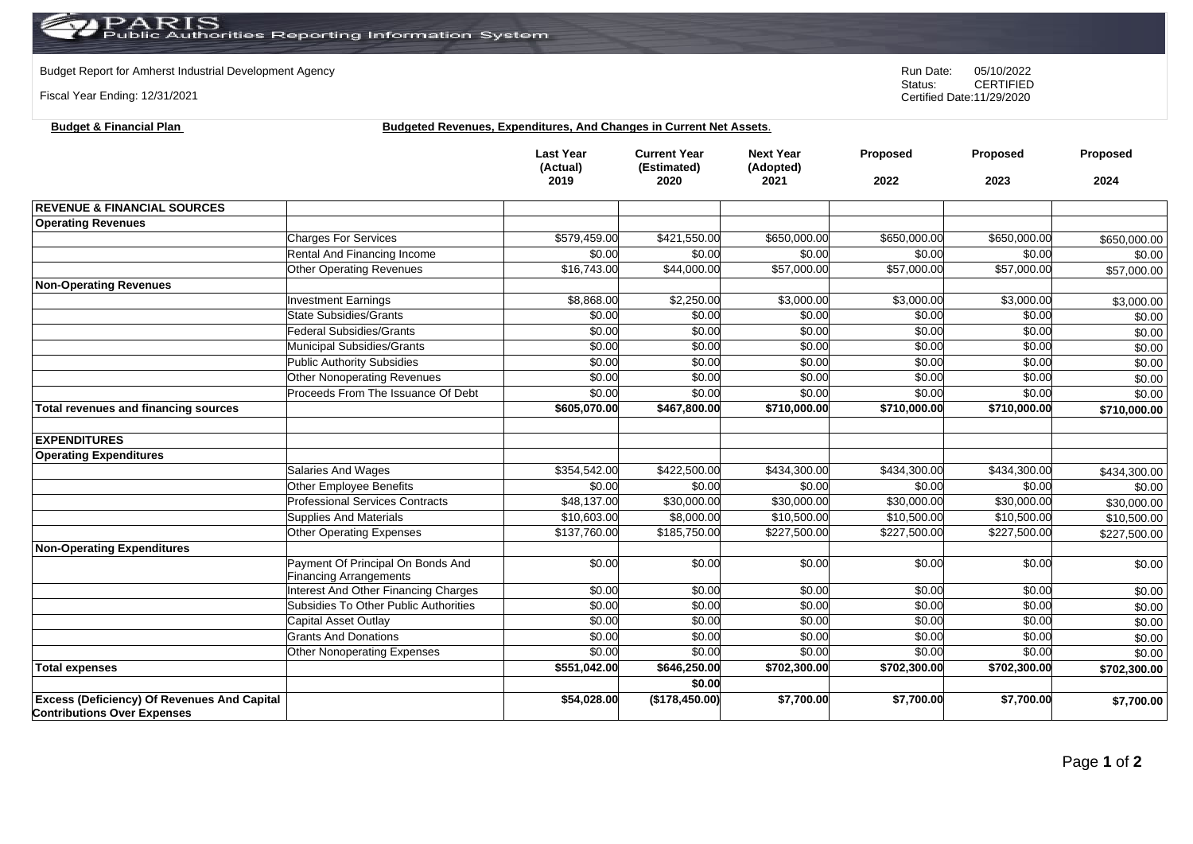PARIS Public Authorities Reporting Information System

Budget Report for Amherst Industrial Development Agency

Fiscal Year Ending: 12/31/2021

Run Date: 05/10/2022
Status: CERTIFIED
Certified Date:11/29/2020

**Budget & Financial Plan** **Budgeted Revenues, Expenditures, And Changes in Current Net Assets.**

| | | Last Year (Actual) 2019 | Current Year (Estimated) 2020 | Next Year (Adopted) 2021 | Proposed 2022 | Proposed 2023 | Proposed 2024 |
|---|---|---|---|---|---|---|---|
| **REVENUE & FINANCIAL SOURCES** | | | | | | | |
| **Operating Revenues** | | | | | | | |
| | Charges For Services | $579,459.00 | $421,550.00 | $650,000.00 | $650,000.00 | $650,000.00 | $650,000.00 |
| | Rental And Financing Income | $0.00 | $0.00 | $0.00 | $0.00 | $0.00 | $0.00 |
| | Other Operating Revenues | $16,743.00 | $44,000.00 | $57,000.00 | $57,000.00 | $57,000.00 | $57,000.00 |
| **Non-Operating Revenues** | | | | | | | |
| | Investment Earnings | $8,868.00 | $2,250.00 | $3,000.00 | $3,000.00 | $3,000.00 | $3,000.00 |
| | State Subsidies/Grants | $0.00 | $0.00 | $0.00 | $0.00 | $0.00 | $0.00 |
| | Federal Subsidies/Grants | $0.00 | $0.00 | $0.00 | $0.00 | $0.00 | $0.00 |
| | Municipal Subsidies/Grants | $0.00 | $0.00 | $0.00 | $0.00 | $0.00 | $0.00 |
| | Public Authority Subsidies | $0.00 | $0.00 | $0.00 | $0.00 | $0.00 | $0.00 |
| | Other Nonoperating Revenues | $0.00 | $0.00 | $0.00 | $0.00 | $0.00 | $0.00 |
| | Proceeds From The Issuance Of Debt | $0.00 | $0.00 | $0.00 | $0.00 | $0.00 | $0.00 |
| **Total revenues and financing sources** | | **$605,070.00** | **$467,800.00** | **$710,000.00** | **$710,000.00** | **$710,000.00** | **$710,000.00** |
| | | | | | | | |
| **EXPENDITURES** | | | | | | | |
| **Operating Expenditures** | | | | | | | |
| | Salaries And Wages | $354,542.00 | $422,500.00 | $434,300.00 | $434,300.00 | $434,300.00 | $434,300.00 |
| | Other Employee Benefits | $0.00 | $0.00 | $0.00 | $0.00 | $0.00 | $0.00 |
| | Professional Services Contracts | $48,137.00 | $30,000.00 | $30,000.00 | $30,000.00 | $30,000.00 | $30,000.00 |
| | Supplies And Materials | $10,603.00 | $8,000.00 | $10,500.00 | $10,500.00 | $10,500.00 | $10,500.00 |
| | Other Operating Expenses | $137,760.00 | $185,750.00 | $227,500.00 | $227,500.00 | $227,500.00 | $227,500.00 |
| **Non-Operating Expenditures** | | | | | | | |
| | Payment Of Principal On Bonds And Financing Arrangements | $0.00 | $0.00 | $0.00 | $0.00 | $0.00 | $0.00 |
| | Interest And Other Financing Charges | $0.00 | $0.00 | $0.00 | $0.00 | $0.00 | $0.00 |
| | Subsidies To Other Public Authorities | $0.00 | $0.00 | $0.00 | $0.00 | $0.00 | $0.00 |
| | Capital Asset Outlay | $0.00 | $0.00 | $0.00 | $0.00 | $0.00 | $0.00 |
| | Grants And Donations | $0.00 | $0.00 | $0.00 | $0.00 | $0.00 | $0.00 |
| | Other Nonoperating Expenses | $0.00 | $0.00 | $0.00 | $0.00 | $0.00 | $0.00 |
| **Total expenses** | | **$551,042.00** | **$646,250.00** | **$702,300.00** | **$702,300.00** | **$702,300.00** | **$702,300.00** |
| | | | **$0.00** | | | | |
| **Excess (Deficiency) Of Revenues And Capital Contributions Over Expenses** | | **$54,028.00** | **($178,450.00)** | **$7,700.00** | **$7,700.00** | **$7,700.00** | **$7,700.00** |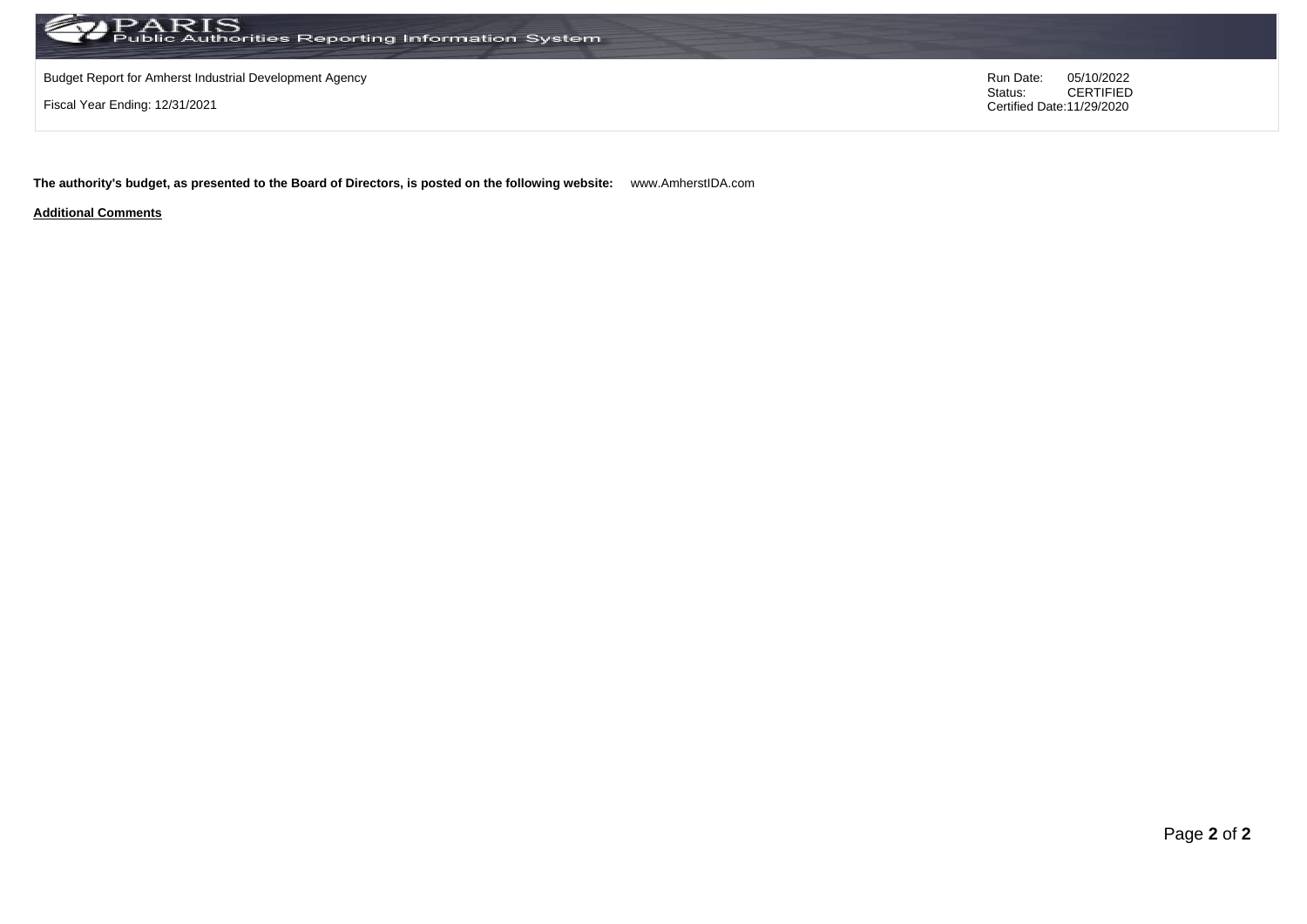Budget Report for Amherst Industrial Development Agency

Fiscal Year Ending: 12/31/2021

Run Date: 05/10/2022
Status: CERTIFIED
Certified Date:11/29/2020

**The authority's budget, as presented to the Board of Directors, is posted on the following website:** www.AmherstIDA.com

**Additional Comments**